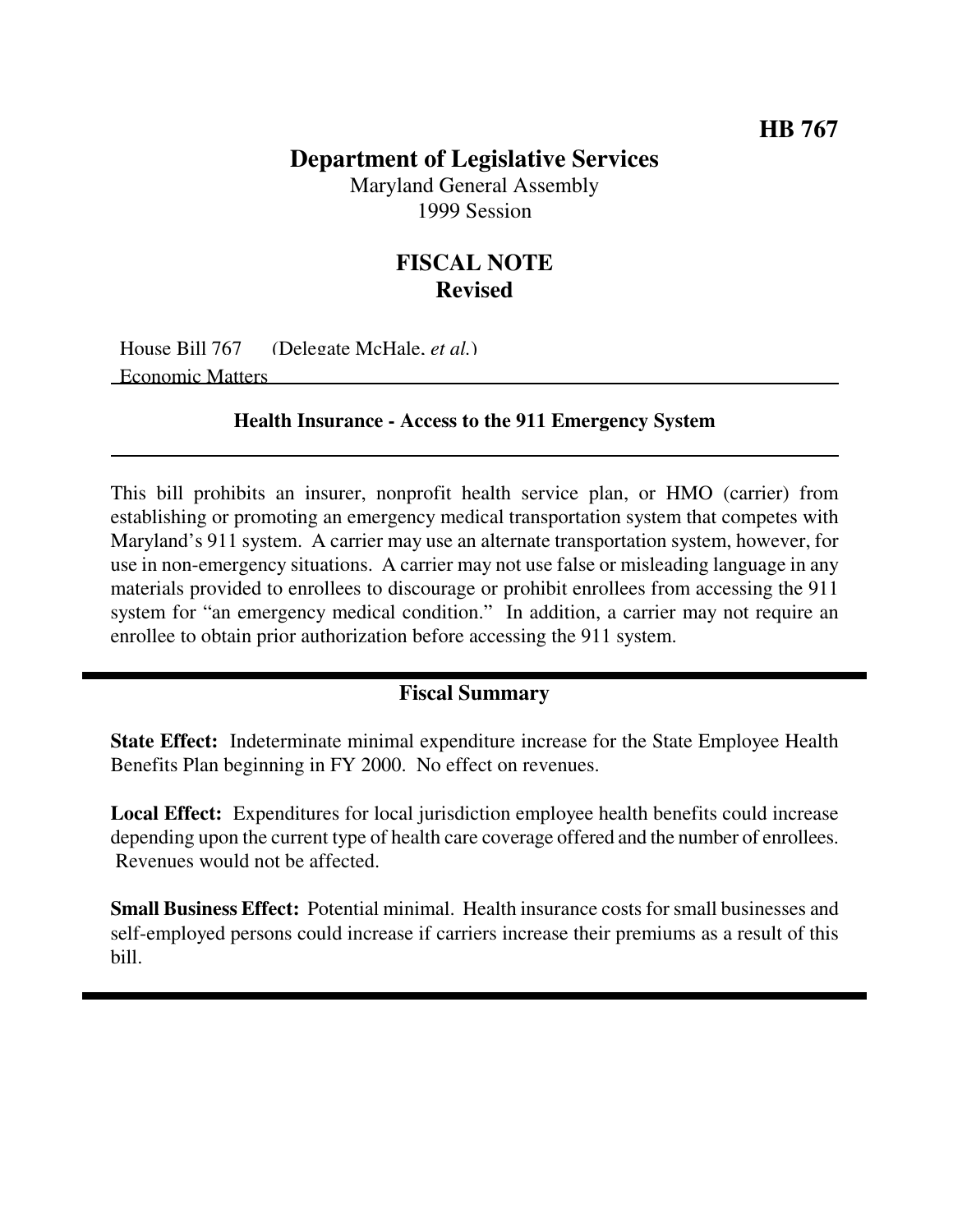**HB 767**

# Department of Legislative Services

Maryland General Assembly
1999 Session

## FISCAL NOTE
**Revised**

House Bill 767 (Delegate McHale, *et al.*)
Economic Matters

### Health Insurance - Access to the 911 Emergency System

This bill prohibits an insurer, nonprofit health service plan, or HMO (carrier) from establishing or promoting an emergency medical transportation system that competes with Maryland's 911 system. A carrier may use an alternate transportation system, however, for use in non-emergency situations. A carrier may not use false or misleading language in any materials provided to enrollees to discourage or prohibit enrollees from accessing the 911 system for "an emergency medical condition." In addition, a carrier may not require an enrollee to obtain prior authorization before accessing the 911 system.

### Fiscal Summary

**State Effect:** Indeterminate minimal expenditure increase for the State Employee Health Benefits Plan beginning in FY 2000. No effect on revenues.

**Local Effect:** Expenditures for local jurisdiction employee health benefits could increase depending upon the current type of health care coverage offered and the number of enrollees. Revenues would not be affected.

**Small Business Effect:** Potential minimal. Health insurance costs for small businesses and self-employed persons could increase if carriers increase their premiums as a result of this bill.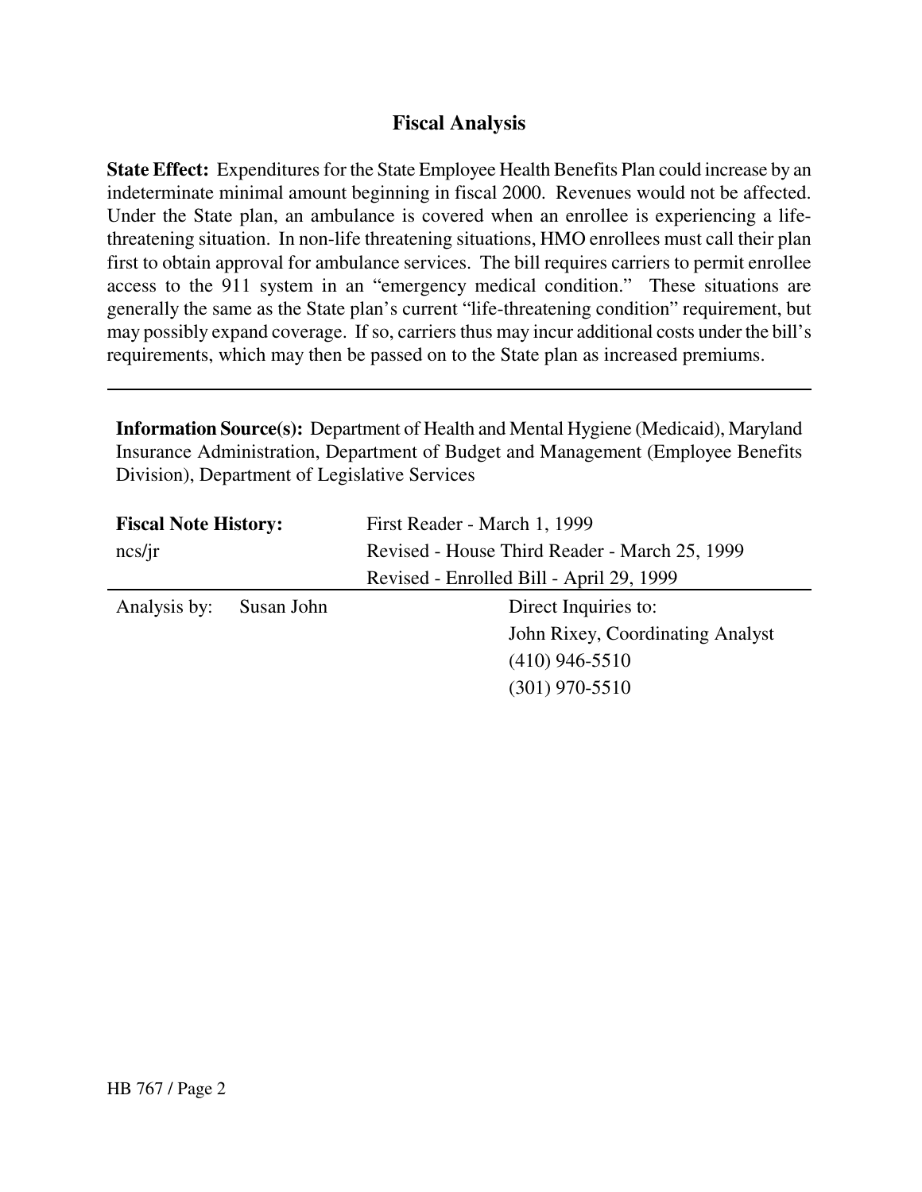## Fiscal Analysis

**State Effect:** Expenditures for the State Employee Health Benefits Plan could increase by an indeterminate minimal amount beginning in fiscal 2000. Revenues would not be affected. Under the State plan, an ambulance is covered when an enrollee is experiencing a life-threatening situation. In non-life threatening situations, HMO enrollees must call their plan first to obtain approval for ambulance services. The bill requires carriers to permit enrollee access to the 911 system in an "emergency medical condition." These situations are generally the same as the State plan's current "life-threatening condition" requirement, but may possibly expand coverage. If so, carriers thus may incur additional costs under the bill's requirements, which may then be passed on to the State plan as increased premiums.

---

**Information Source(s):** Department of Health and Mental Hygiene (Medicaid), Maryland Insurance Administration, Department of Budget and Management (Employee Benefits Division), Department of Legislative Services

| | |
|---|---|
| **Fiscal Note History:** | First Reader - March 1, 1999 |
| ncs/jr | Revised - House Third Reader - March 25, 1999 |
| | Revised - Enrolled Bill - April 29, 1999 |

Analysis by: Susan John

Direct Inquiries to:
John Rixey, Coordinating Analyst
(410) 946-5510
(301) 970-5510